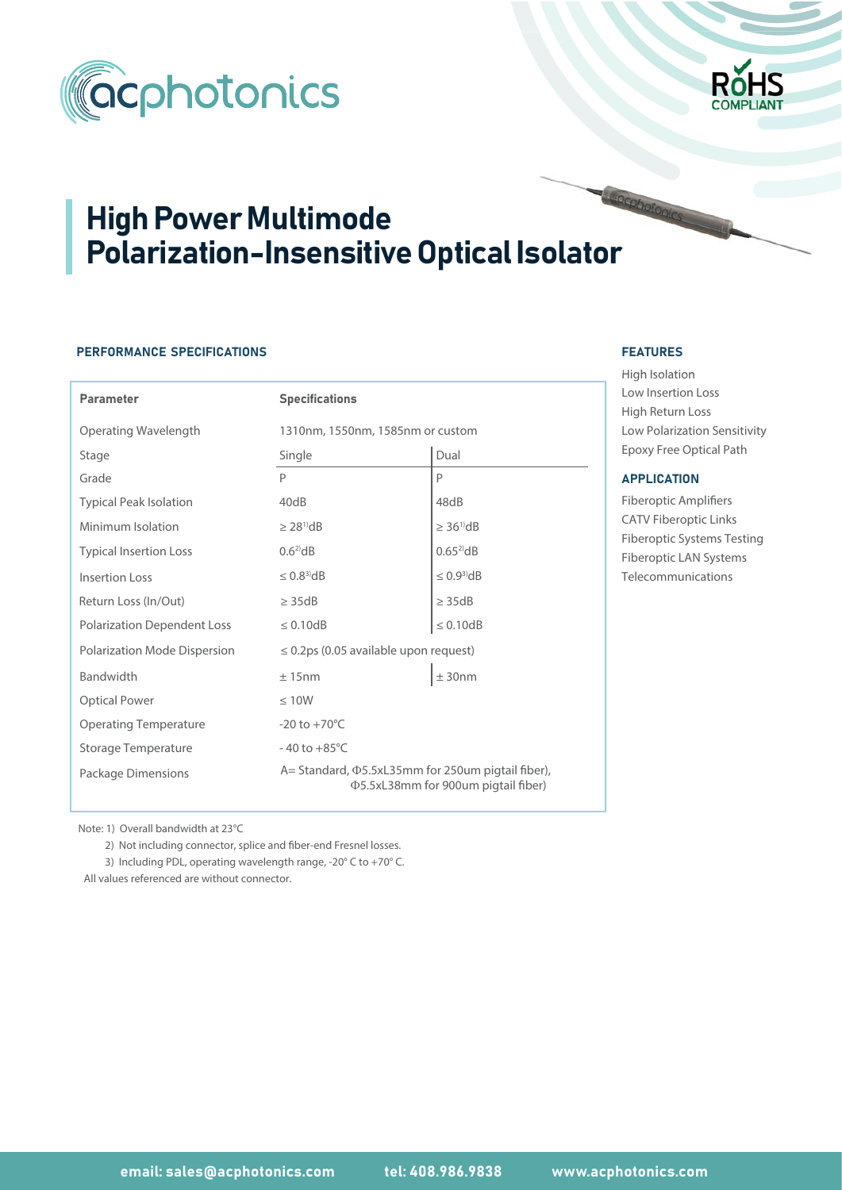# High Power Multimode Polarization-Insensitive Optical Isolator

## PERFORMANCE SPECIFICATIONS

| Parameter | Specifications | |
|---|---|---|
| Operating Wavelength | 1310nm, 1550nm, 1585nm or custom | |
| Stage | Single | Dual |
| Grade | P | P |
| Typical Peak Isolation | 40dB | 48dB |
| Minimum Isolation | ≥ 28[1]dB | ≥ 36[1]dB |
| Typical Insertion Loss | 0.6[2]dB | 0.65[2]dB |
| Insertion Loss | ≤ 0.8[3]dB | ≤ 0.9[3]dB |
| Return Loss (In/Out) | ≥ 35dB | ≥ 35dB |
| Polarization Dependent Loss | ≤ 0.10dB | ≤ 0.10dB |
| Polarization Mode Dispersion | ≤ 0.2ps (0.05 available upon request) | |
| Bandwidth | ± 15nm | ± 30nm |
| Optical Power | ≤ 10W | |
| Operating Temperature | -20 to +70°C | |
| Storage Temperature | - 40 to +85°C | |
| Package Dimensions | A= Standard, Φ5.5xL35mm for 250um pigtail fiber), Φ5.5xL38mm for 900um pigtail fiber) | |

Note: 1) Overall bandwidth at 23°C

2) Not including connector, splice and fiber-end Fresnel losses.

3) Including PDL, operating wavelength range, -20° C to +70° C.

All values referenced are without connector.

## FEATURES

High Isolation
Low Insertion Loss
High Return Loss
Low Polarization Sensitivity
Epoxy Free Optical Path

## APPLICATION

Fiberoptic Amplifiers
CATV Fiberoptic Links
Fiberoptic Systems Testing
Fiberoptic LAN Systems
Telecommunications

email: sales@acphotonics.com tel: 408.986.9838 www.acphotonics.com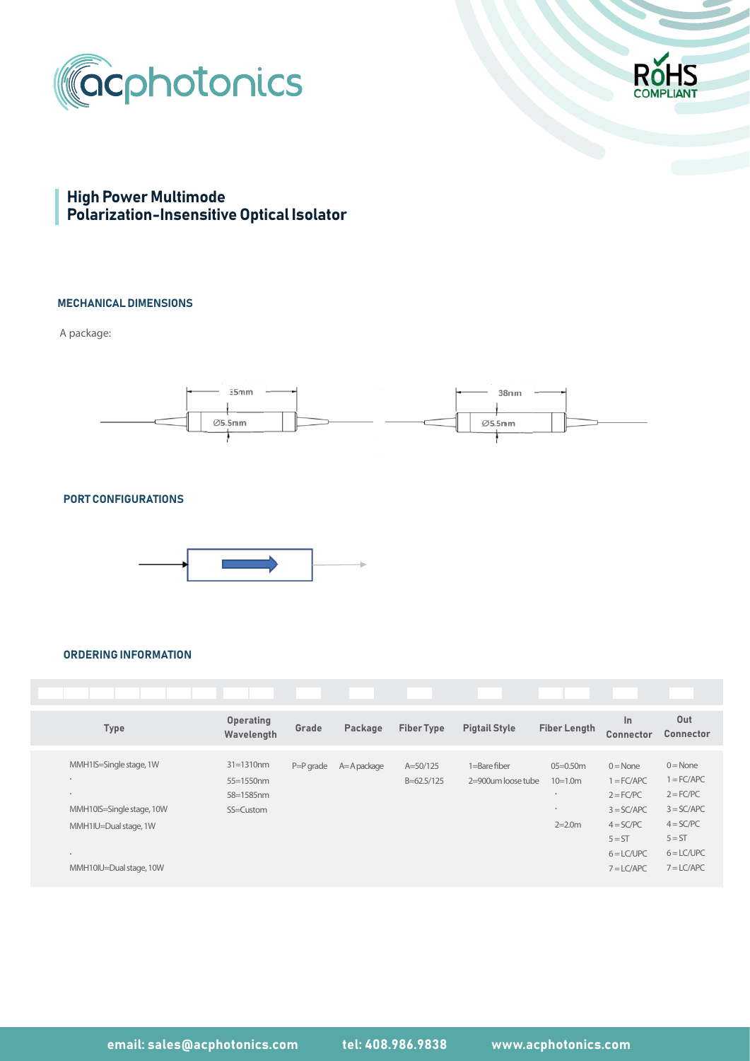## High Power Multimode Polarization-Insensitive Optical Isolator

### MECHANICAL DIMENSIONS

A package:

35mm
Ø5.5mm

38mm
Ø5.5mm

### PORT CONFIGURATIONS

### ORDERING INFORMATION

| Type | Operating Wavelength | Grade | Package | Fiber Type | Pigtail Style | Fiber Length | In Connector | Out Connector |
|---|---|---|---|---|---|---|---|---|
| MMH1IS=Single stage, 1W<br>·<br>·<br>MMH10IS=Single stage, 10W<br>MMH1IU=Dual stage, 1W<br>·<br>MMH10IU=Dual stage, 10W | 31=1310nm<br>55=1550nm<br>58=1585nm<br>SS=Custom | P=P grade | A=A package | A=50/125<br>B=62.5/125 | 1=Bare fiber<br>2=900um loose tube | 05=0.50m<br>10=1.0m<br>·<br>·<br>2=2.0m | 0 = None<br>1 = FC/APC<br>2 = FC/PC<br>3 = SC/APC<br>4 = SC/PC<br>5 = ST<br>6 = LC/UPC<br>7 = LC/APC | 0 = None<br>1 = FC/APC<br>2 = FC/PC<br>3 = SC/APC<br>4 = SC/PC<br>5 = ST<br>6 = LC/UPC<br>7 = LC/APC |

email: sales@acphotonics.com tel: 408.986.9838 www.acphotonics.com